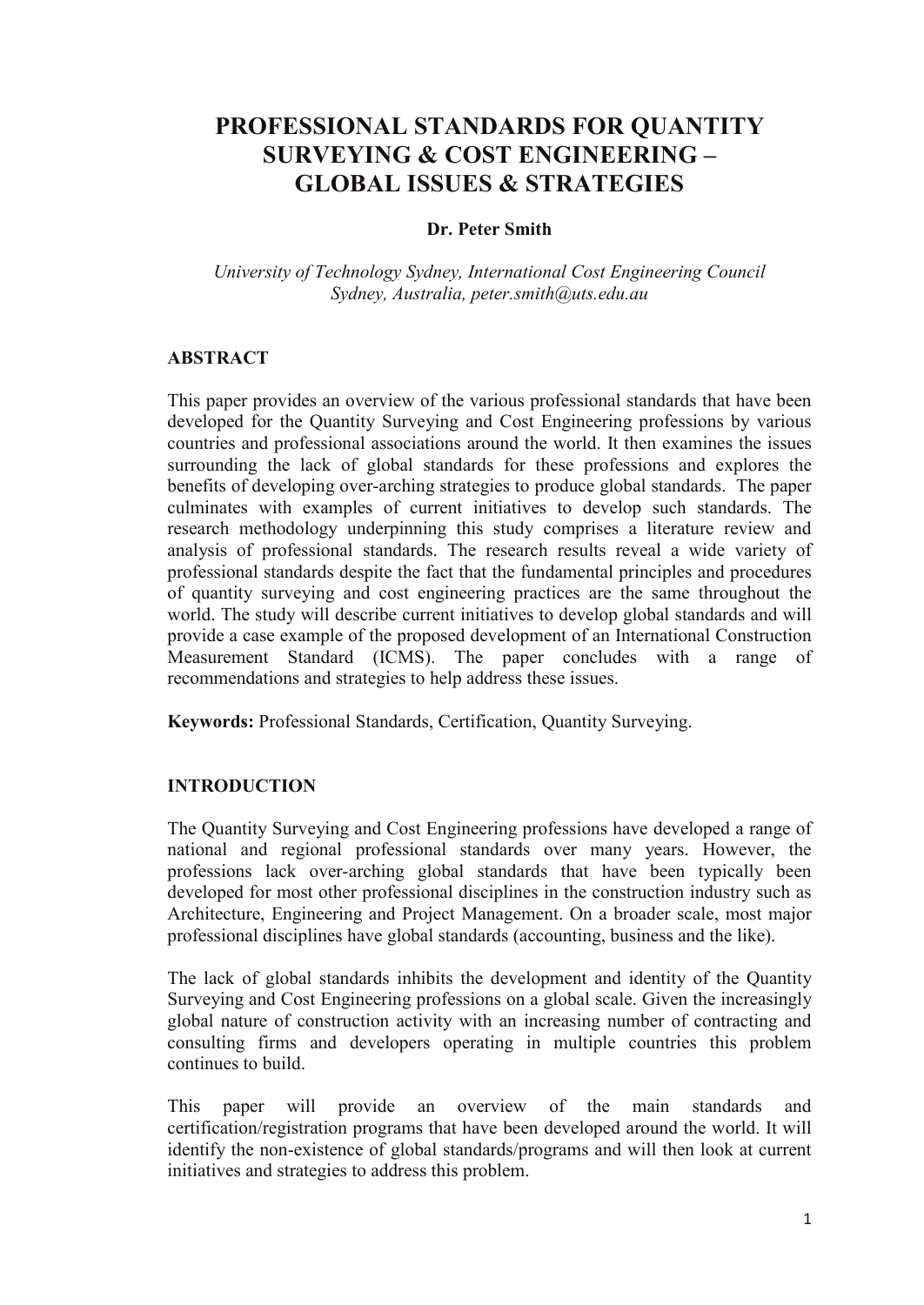# PROFESSIONAL STANDARDS FOR QUANTITY SURVEYING & COST ENGINEERING – GLOBAL ISSUES & STRATEGIES

**Dr. Peter Smith**

*University of Technology Sydney, International Cost Engineering Council*
*Sydney, Australia, peter.smith@uts.edu.au*

## ABSTRACT

This paper provides an overview of the various professional standards that have been developed for the Quantity Surveying and Cost Engineering professions by various countries and professional associations around the world. It then examines the issues surrounding the lack of global standards for these professions and explores the benefits of developing over-arching strategies to produce global standards. The paper culminates with examples of current initiatives to develop such standards. The research methodology underpinning this study comprises a literature review and analysis of professional standards. The research results reveal a wide variety of professional standards despite the fact that the fundamental principles and procedures of quantity surveying and cost engineering practices are the same throughout the world. The study will describe current initiatives to develop global standards and will provide a case example of the proposed development of an International Construction Measurement Standard (ICMS). The paper concludes with a range of recommendations and strategies to help address these issues.

**Keywords:** Professional Standards, Certification, Quantity Surveying.

## INTRODUCTION

The Quantity Surveying and Cost Engineering professions have developed a range of national and regional professional standards over many years. However, the professions lack over-arching global standards that have been typically been developed for most other professional disciplines in the construction industry such as Architecture, Engineering and Project Management. On a broader scale, most major professional disciplines have global standards (accounting, business and the like).

The lack of global standards inhibits the development and identity of the Quantity Surveying and Cost Engineering professions on a global scale. Given the increasingly global nature of construction activity with an increasing number of contracting and consulting firms and developers operating in multiple countries this problem continues to build.

This paper will provide an overview of the main standards and certification/registration programs that have been developed around the world. It will identify the non-existence of global standards/programs and will then look at current initiatives and strategies to address this problem.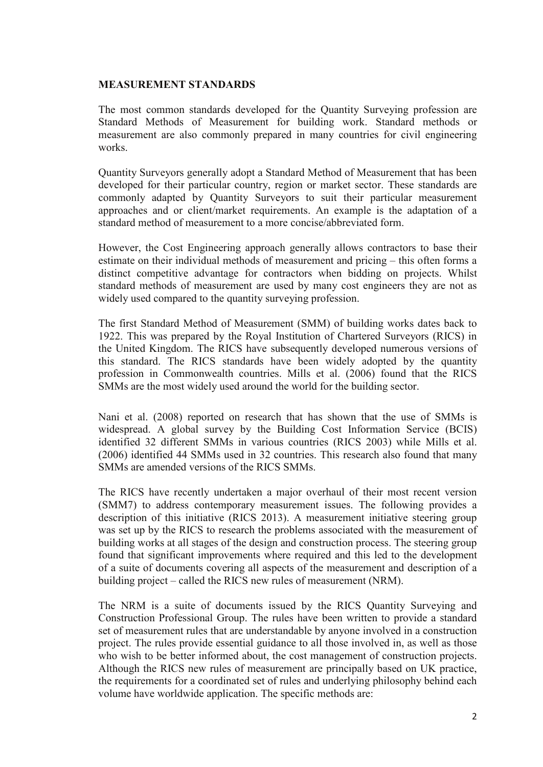## MEASUREMENT STANDARDS

The most common standards developed for the Quantity Surveying profession are Standard Methods of Measurement for building work. Standard methods or measurement are also commonly prepared in many countries for civil engineering works.

Quantity Surveyors generally adopt a Standard Method of Measurement that has been developed for their particular country, region or market sector. These standards are commonly adapted by Quantity Surveyors to suit their particular measurement approaches and or client/market requirements. An example is the adaptation of a standard method of measurement to a more concise/abbreviated form.

However, the Cost Engineering approach generally allows contractors to base their estimate on their individual methods of measurement and pricing – this often forms a distinct competitive advantage for contractors when bidding on projects. Whilst standard methods of measurement are used by many cost engineers they are not as widely used compared to the quantity surveying profession.

The first Standard Method of Measurement (SMM) of building works dates back to 1922. This was prepared by the Royal Institution of Chartered Surveyors (RICS) in the United Kingdom. The RICS have subsequently developed numerous versions of this standard. The RICS standards have been widely adopted by the quantity profession in Commonwealth countries. Mills et al. (2006) found that the RICS SMMs are the most widely used around the world for the building sector.

Nani et al. (2008) reported on research that has shown that the use of SMMs is widespread. A global survey by the Building Cost Information Service (BCIS) identified 32 different SMMs in various countries (RICS 2003) while Mills et al. (2006) identified 44 SMMs used in 32 countries. This research also found that many SMMs are amended versions of the RICS SMMs.

The RICS have recently undertaken a major overhaul of their most recent version (SMM7) to address contemporary measurement issues. The following provides a description of this initiative (RICS 2013). A measurement initiative steering group was set up by the RICS to research the problems associated with the measurement of building works at all stages of the design and construction process. The steering group found that significant improvements where required and this led to the development of a suite of documents covering all aspects of the measurement and description of a building project – called the RICS new rules of measurement (NRM).

The NRM is a suite of documents issued by the RICS Quantity Surveying and Construction Professional Group. The rules have been written to provide a standard set of measurement rules that are understandable by anyone involved in a construction project. The rules provide essential guidance to all those involved in, as well as those who wish to be better informed about, the cost management of construction projects. Although the RICS new rules of measurement are principally based on UK practice, the requirements for a coordinated set of rules and underlying philosophy behind each volume have worldwide application. The specific methods are: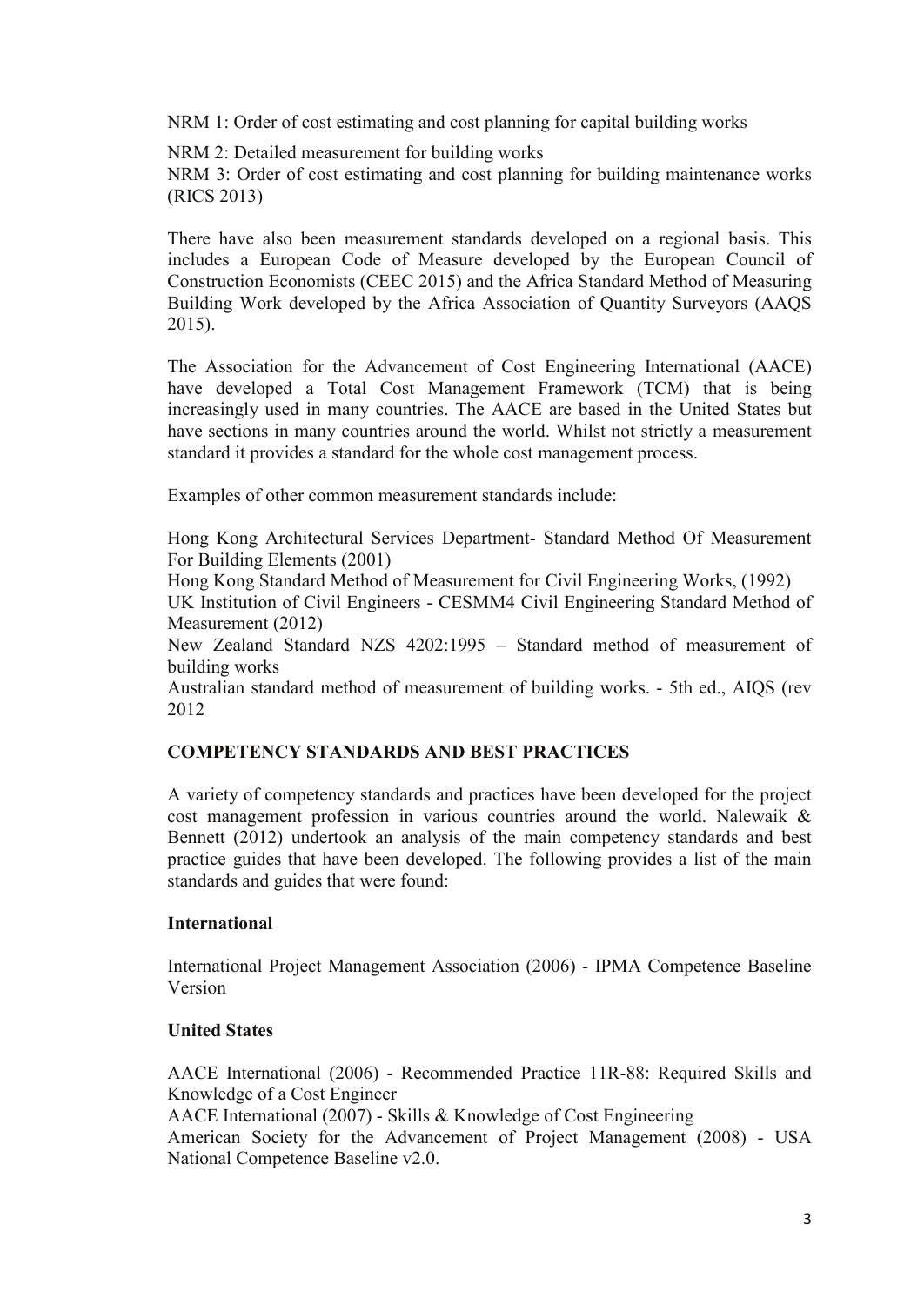NRM 1: Order of cost estimating and cost planning for capital building works

NRM 2: Detailed measurement for building works
NRM 3: Order of cost estimating and cost planning for building maintenance works (RICS 2013)

There have also been measurement standards developed on a regional basis. This includes a European Code of Measure developed by the European Council of Construction Economists (CEEC 2015) and the Africa Standard Method of Measuring Building Work developed by the Africa Association of Quantity Surveyors (AAQS 2015).

The Association for the Advancement of Cost Engineering International (AACE) have developed a Total Cost Management Framework (TCM) that is being increasingly used in many countries. The AACE are based in the United States but have sections in many countries around the world. Whilst not strictly a measurement standard it provides a standard for the whole cost management process.

Examples of other common measurement standards include:

Hong Kong Architectural Services Department- Standard Method Of Measurement For Building Elements (2001)
Hong Kong Standard Method of Measurement for Civil Engineering Works, (1992)
UK Institution of Civil Engineers - CESMM4 Civil Engineering Standard Method of Measurement (2012)
New Zealand Standard NZS 4202:1995 – Standard method of measurement of building works
Australian standard method of measurement of building works. - 5th ed., AIQS (rev 2012

## COMPETENCY STANDARDS AND BEST PRACTICES

A variety of competency standards and practices have been developed for the project cost management profession in various countries around the world. Nalewaik & Bennett (2012) undertook an analysis of the main competency standards and best practice guides that have been developed. The following provides a list of the main standards and guides that were found:

### International

International Project Management Association (2006) - IPMA Competence Baseline Version

### United States

AACE International (2006) - Recommended Practice 11R-88: Required Skills and Knowledge of a Cost Engineer
AACE International (2007) - Skills & Knowledge of Cost Engineering
American Society for the Advancement of Project Management (2008) - USA National Competence Baseline v2.0.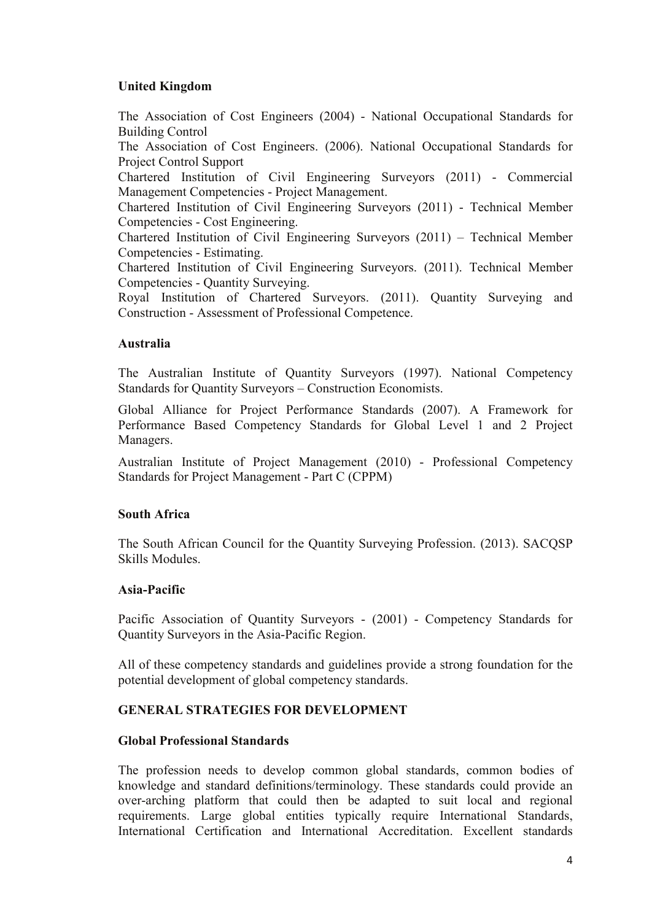### United Kingdom

The Association of Cost Engineers (2004) - National Occupational Standards for Building Control

The Association of Cost Engineers. (2006). National Occupational Standards for Project Control Support

Chartered Institution of Civil Engineering Surveyors (2011) - Commercial Management Competencies - Project Management.

Chartered Institution of Civil Engineering Surveyors (2011) - Technical Member Competencies - Cost Engineering.

Chartered Institution of Civil Engineering Surveyors (2011) – Technical Member Competencies - Estimating.

Chartered Institution of Civil Engineering Surveyors. (2011). Technical Member Competencies - Quantity Surveying.

Royal Institution of Chartered Surveyors. (2011). Quantity Surveying and Construction - Assessment of Professional Competence.

### Australia

The Australian Institute of Quantity Surveyors (1997). National Competency Standards for Quantity Surveyors – Construction Economists.

Global Alliance for Project Performance Standards (2007). A Framework for Performance Based Competency Standards for Global Level 1 and 2 Project Managers.

Australian Institute of Project Management (2010) - Professional Competency Standards for Project Management - Part C (CPPM)

### South Africa

The South African Council for the Quantity Surveying Profession. (2013). SACQSP Skills Modules.

### Asia-Pacific

Pacific Association of Quantity Surveyors - (2001) - Competency Standards for Quantity Surveyors in the Asia-Pacific Region.

All of these competency standards and guidelines provide a strong foundation for the potential development of global competency standards.

## GENERAL STRATEGIES FOR DEVELOPMENT

### Global Professional Standards

The profession needs to develop common global standards, common bodies of knowledge and standard definitions/terminology. These standards could provide an over-arching platform that could then be adapted to suit local and regional requirements. Large global entities typically require International Standards, International Certification and International Accreditation. Excellent standards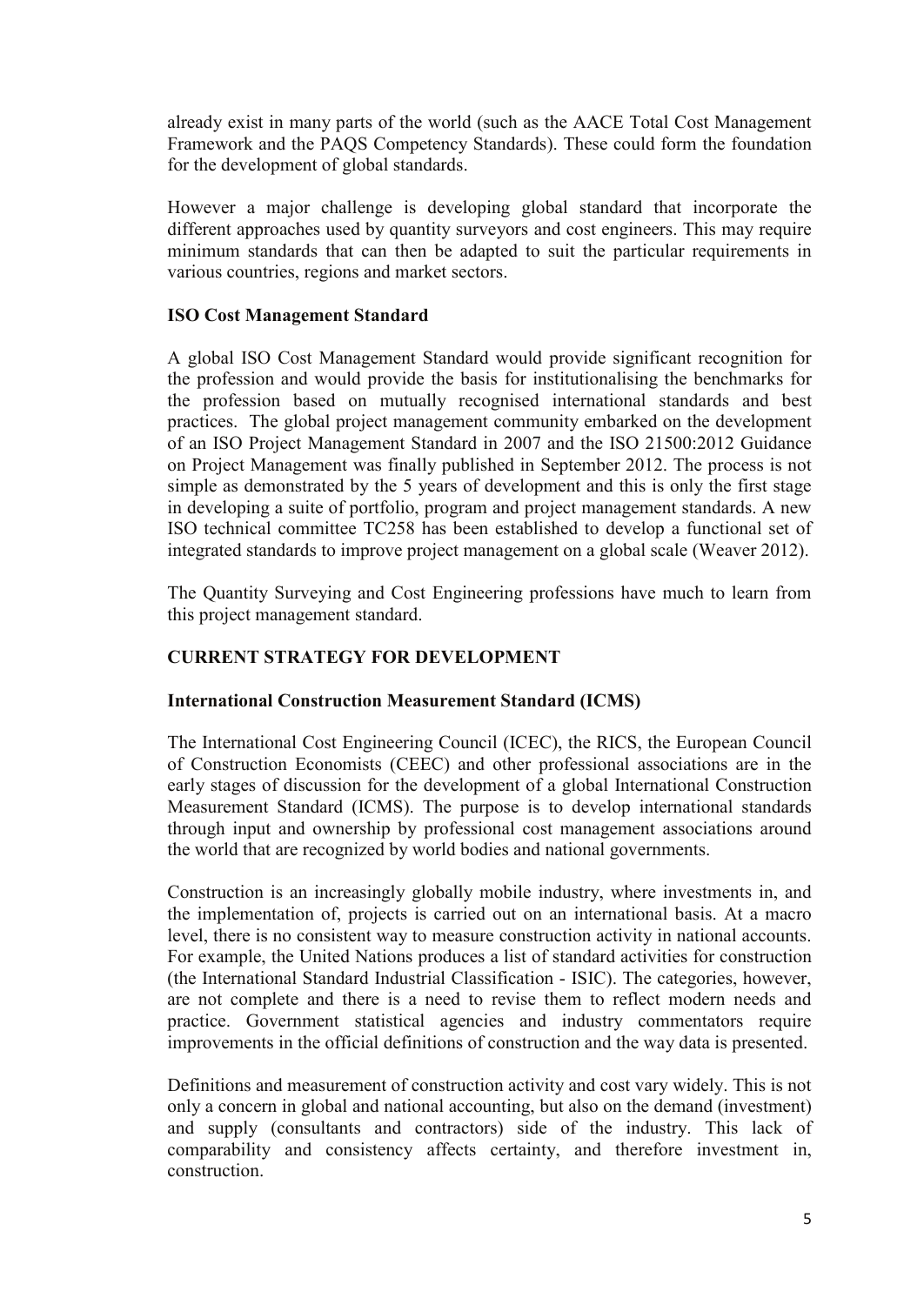already exist in many parts of the world (such as the AACE Total Cost Management Framework and the PAQS Competency Standards). These could form the foundation for the development of global standards.

However a major challenge is developing global standard that incorporate the different approaches used by quantity surveyors and cost engineers. This may require minimum standards that can then be adapted to suit the particular requirements in various countries, regions and market sectors.

### ISO Cost Management Standard

A global ISO Cost Management Standard would provide significant recognition for the profession and would provide the basis for institutionalising the benchmarks for the profession based on mutually recognised international standards and best practices. The global project management community embarked on the development of an ISO Project Management Standard in 2007 and the ISO 21500:2012 Guidance on Project Management was finally published in September 2012. The process is not simple as demonstrated by the 5 years of development and this is only the first stage in developing a suite of portfolio, program and project management standards. A new ISO technical committee TC258 has been established to develop a functional set of integrated standards to improve project management on a global scale (Weaver 2012).

The Quantity Surveying and Cost Engineering professions have much to learn from this project management standard.

## CURRENT STRATEGY FOR DEVELOPMENT

### International Construction Measurement Standard (ICMS)

The International Cost Engineering Council (ICEC), the RICS, the European Council of Construction Economists (CEEC) and other professional associations are in the early stages of discussion for the development of a global International Construction Measurement Standard (ICMS). The purpose is to develop international standards through input and ownership by professional cost management associations around the world that are recognized by world bodies and national governments.

Construction is an increasingly globally mobile industry, where investments in, and the implementation of, projects is carried out on an international basis. At a macro level, there is no consistent way to measure construction activity in national accounts. For example, the United Nations produces a list of standard activities for construction (the International Standard Industrial Classification - ISIC). The categories, however, are not complete and there is a need to revise them to reflect modern needs and practice. Government statistical agencies and industry commentators require improvements in the official definitions of construction and the way data is presented.

Definitions and measurement of construction activity and cost vary widely. This is not only a concern in global and national accounting, but also on the demand (investment) and supply (consultants and contractors) side of the industry. This lack of comparability and consistency affects certainty, and therefore investment in, construction.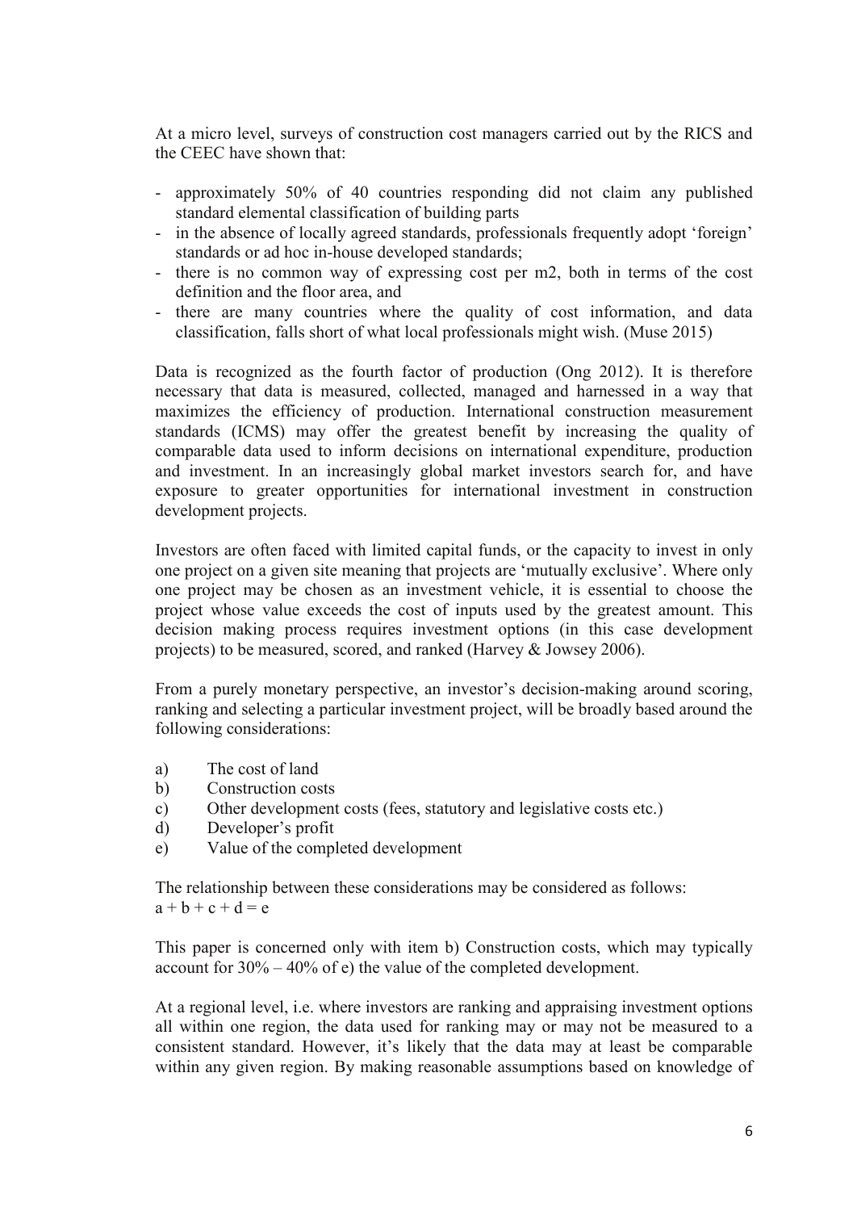At a micro level, surveys of construction cost managers carried out by the RICS and the CEEC have shown that:

- approximately 50% of 40 countries responding did not claim any published standard elemental classification of building parts
- in the absence of locally agreed standards, professionals frequently adopt 'foreign' standards or ad hoc in-house developed standards;
- there is no common way of expressing cost per m2, both in terms of the cost definition and the floor area, and
- there are many countries where the quality of cost information, and data classification, falls short of what local professionals might wish. (Muse 2015)

Data is recognized as the fourth factor of production (Ong 2012). It is therefore necessary that data is measured, collected, managed and harnessed in a way that maximizes the efficiency of production. International construction measurement standards (ICMS) may offer the greatest benefit by increasing the quality of comparable data used to inform decisions on international expenditure, production and investment. In an increasingly global market investors search for, and have exposure to greater opportunities for international investment in construction development projects.

Investors are often faced with limited capital funds, or the capacity to invest in only one project on a given site meaning that projects are 'mutually exclusive'. Where only one project may be chosen as an investment vehicle, it is essential to choose the project whose value exceeds the cost of inputs used by the greatest amount. This decision making process requires investment options (in this case development projects) to be measured, scored, and ranked (Harvey & Jowsey 2006).

From a purely monetary perspective, an investor's decision-making around scoring, ranking and selecting a particular investment project, will be broadly based around the following considerations:

a) The cost of land
b) Construction costs
c) Other development costs (fees, statutory and legislative costs etc.)
d) Developer's profit
e) Value of the completed development

The relationship between these considerations may be considered as follows:
$a + b + c + d = e$

This paper is concerned only with item b) Construction costs, which may typically account for 30% – 40% of e) the value of the completed development.

At a regional level, i.e. where investors are ranking and appraising investment options all within one region, the data used for ranking may or may not be measured to a consistent standard. However, it's likely that the data may at least be comparable within any given region. By making reasonable assumptions based on knowledge of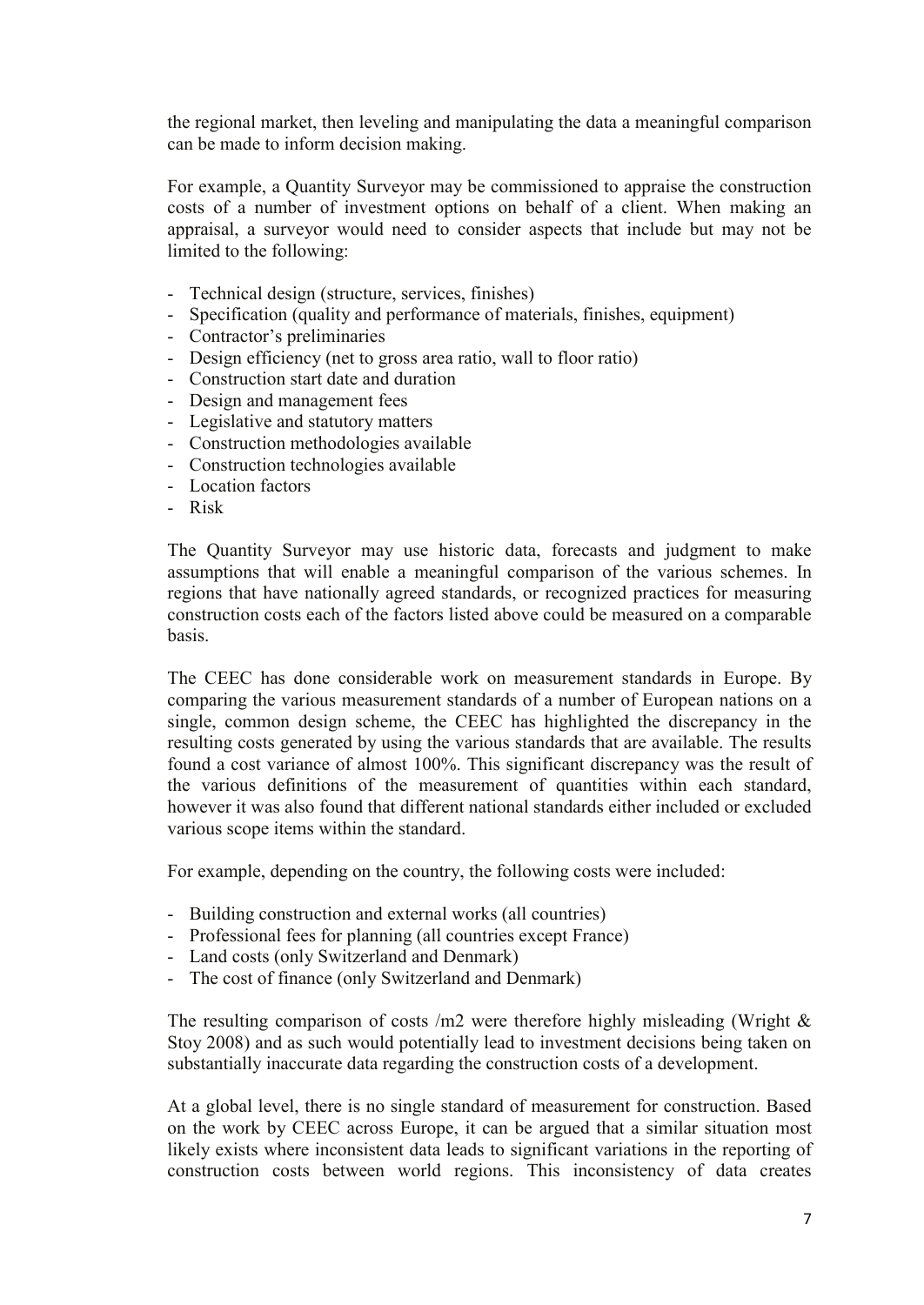the regional market, then leveling and manipulating the data a meaningful comparison can be made to inform decision making.

For example, a Quantity Surveyor may be commissioned to appraise the construction costs of a number of investment options on behalf of a client. When making an appraisal, a surveyor would need to consider aspects that include but may not be limited to the following:

- Technical design (structure, services, finishes)
- Specification (quality and performance of materials, finishes, equipment)
- Contractor's preliminaries
- Design efficiency (net to gross area ratio, wall to floor ratio)
- Construction start date and duration
- Design and management fees
- Legislative and statutory matters
- Construction methodologies available
- Construction technologies available
- Location factors
- Risk

The Quantity Surveyor may use historic data, forecasts and judgment to make assumptions that will enable a meaningful comparison of the various schemes. In regions that have nationally agreed standards, or recognized practices for measuring construction costs each of the factors listed above could be measured on a comparable basis.

The CEEC has done considerable work on measurement standards in Europe. By comparing the various measurement standards of a number of European nations on a single, common design scheme, the CEEC has highlighted the discrepancy in the resulting costs generated by using the various standards that are available. The results found a cost variance of almost 100%. This significant discrepancy was the result of the various definitions of the measurement of quantities within each standard, however it was also found that different national standards either included or excluded various scope items within the standard.

For example, depending on the country, the following costs were included:

- Building construction and external works (all countries)
- Professional fees for planning (all countries except France)
- Land costs (only Switzerland and Denmark)
- The cost of finance (only Switzerland and Denmark)

The resulting comparison of costs /m2 were therefore highly misleading (Wright & Stoy 2008) and as such would potentially lead to investment decisions being taken on substantially inaccurate data regarding the construction costs of a development.

At a global level, there is no single standard of measurement for construction. Based on the work by CEEC across Europe, it can be argued that a similar situation most likely exists where inconsistent data leads to significant variations in the reporting of construction costs between world regions. This inconsistency of data creates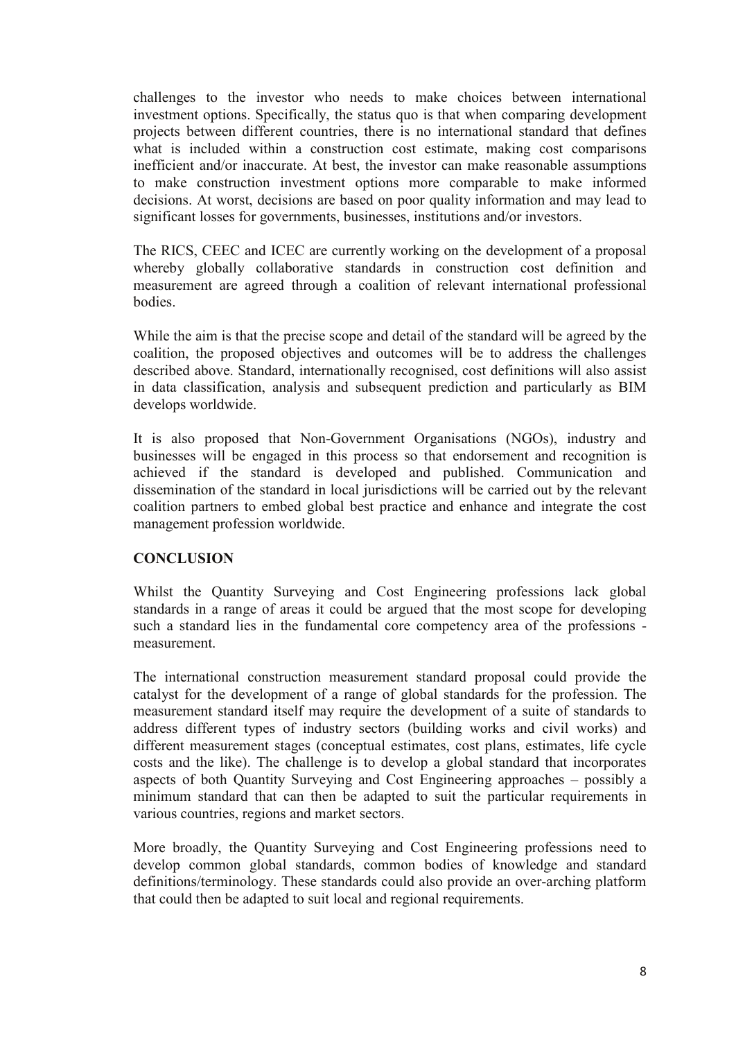challenges to the investor who needs to make choices between international investment options. Specifically, the status quo is that when comparing development projects between different countries, there is no international standard that defines what is included within a construction cost estimate, making cost comparisons inefficient and/or inaccurate. At best, the investor can make reasonable assumptions to make construction investment options more comparable to make informed decisions. At worst, decisions are based on poor quality information and may lead to significant losses for governments, businesses, institutions and/or investors.

The RICS, CEEC and ICEC are currently working on the development of a proposal whereby globally collaborative standards in construction cost definition and measurement are agreed through a coalition of relevant international professional bodies.

While the aim is that the precise scope and detail of the standard will be agreed by the coalition, the proposed objectives and outcomes will be to address the challenges described above. Standard, internationally recognised, cost definitions will also assist in data classification, analysis and subsequent prediction and particularly as BIM develops worldwide.

It is also proposed that Non-Government Organisations (NGOs), industry and businesses will be engaged in this process so that endorsement and recognition is achieved if the standard is developed and published. Communication and dissemination of the standard in local jurisdictions will be carried out by the relevant coalition partners to embed global best practice and enhance and integrate the cost management profession worldwide.

## CONCLUSION

Whilst the Quantity Surveying and Cost Engineering professions lack global standards in a range of areas it could be argued that the most scope for developing such a standard lies in the fundamental core competency area of the professions - measurement.

The international construction measurement standard proposal could provide the catalyst for the development of a range of global standards for the profession. The measurement standard itself may require the development of a suite of standards to address different types of industry sectors (building works and civil works) and different measurement stages (conceptual estimates, cost plans, estimates, life cycle costs and the like). The challenge is to develop a global standard that incorporates aspects of both Quantity Surveying and Cost Engineering approaches – possibly a minimum standard that can then be adapted to suit the particular requirements in various countries, regions and market sectors.

More broadly, the Quantity Surveying and Cost Engineering professions need to develop common global standards, common bodies of knowledge and standard definitions/terminology. These standards could also provide an over-arching platform that could then be adapted to suit local and regional requirements.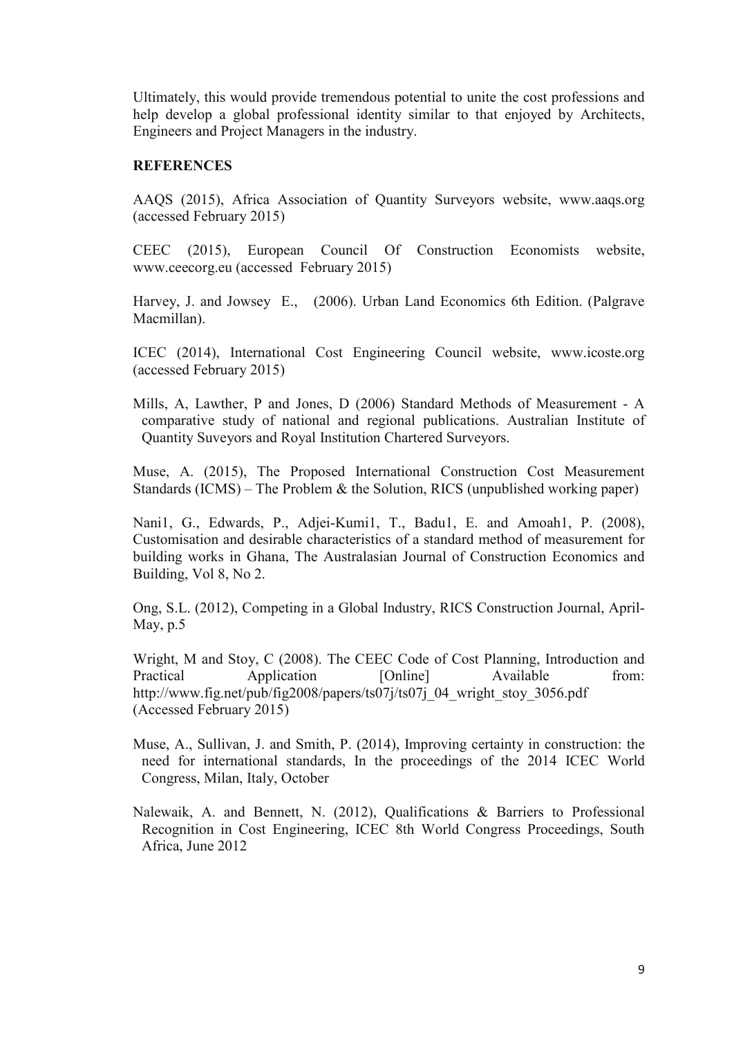Ultimately, this would provide tremendous potential to unite the cost professions and help develop a global professional identity similar to that enjoyed by Architects, Engineers and Project Managers in the industry.

**REFERENCES**

AAQS (2015), Africa Association of Quantity Surveyors website, www.aaqs.org (accessed February 2015)

CEEC (2015), European Council Of Construction Economists website, www.ceecorg.eu (accessed February 2015)

Harvey, J. and Jowsey E., (2006). Urban Land Economics 6th Edition. (Palgrave Macmillan).

ICEC (2014), International Cost Engineering Council website, www.icoste.org (accessed February 2015)

Mills, A, Lawther, P and Jones, D (2006) Standard Methods of Measurement - A comparative study of national and regional publications. Australian Institute of Quantity Suveyors and Royal Institution Chartered Surveyors.

Muse, A. (2015), The Proposed International Construction Cost Measurement Standards (ICMS) – The Problem & the Solution, RICS (unpublished working paper)

Nani1, G., Edwards, P., Adjei-Kumi1, T., Badu1, E. and Amoah1, P. (2008), Customisation and desirable characteristics of a standard method of measurement for building works in Ghana, The Australasian Journal of Construction Economics and Building, Vol 8, No 2.

Ong, S.L. (2012), Competing in a Global Industry, RICS Construction Journal, April-May, p.5

Wright, M and Stoy, C (2008). The CEEC Code of Cost Planning, Introduction and Practical Application [Online] Available from: http://www.fig.net/pub/fig2008/papers/ts07j/ts07j_04_wright_stoy_3056.pdf (Accessed February 2015)

Muse, A., Sullivan, J. and Smith, P. (2014), Improving certainty in construction: the need for international standards, In the proceedings of the 2014 ICEC World Congress, Milan, Italy, October

Nalewaik, A. and Bennett, N. (2012), Qualifications & Barriers to Professional Recognition in Cost Engineering, ICEC 8th World Congress Proceedings, South Africa, June 2012